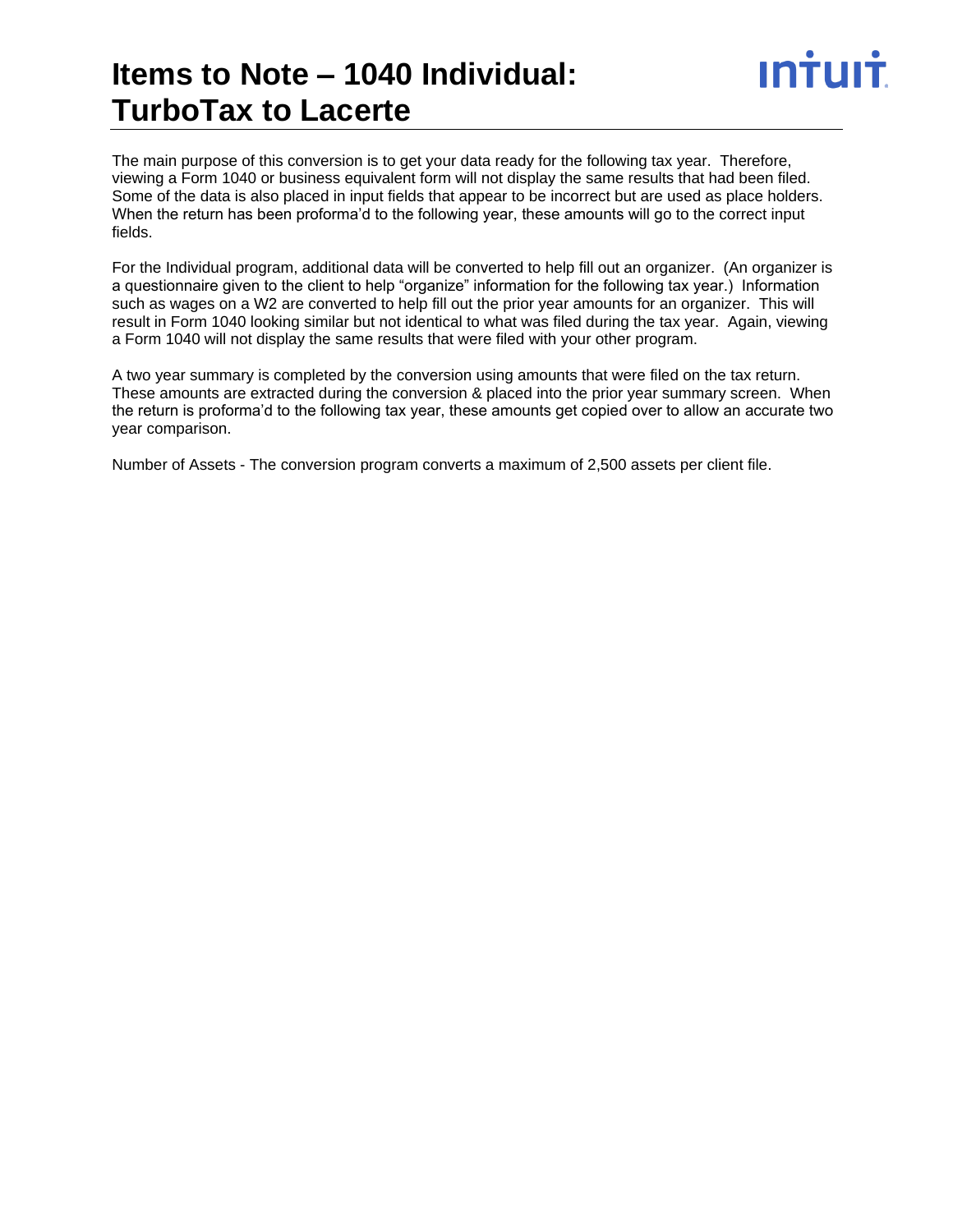# Items to Note – 1040 Individual: TurboTax to Lacerte

The main purpose of this conversion is to get your data ready for the following tax year. Therefore, viewing a Form 1040 or business equivalent form will not display the same results that had been filed. Some of the data is also placed in input fields that appear to be incorrect but are used as place holders. When the return has been proforma'd to the following year, these amounts will go to the correct input fields.

For the Individual program, additional data will be converted to help fill out an organizer. (An organizer is a questionnaire given to the client to help "organize" information for the following tax year.) Information such as wages on a W2 are converted to help fill out the prior year amounts for an organizer. This will result in Form 1040 looking similar but not identical to what was filed during the tax year. Again, viewing a Form 1040 will not display the same results that were filed with your other program.

A two year summary is completed by the conversion using amounts that were filed on the tax return. These amounts are extracted during the conversion & placed into the prior year summary screen. When the return is proforma'd to the following tax year, these amounts get copied over to allow an accurate two year comparison.

Number of Assets - The conversion program converts a maximum of 2,500 assets per client file.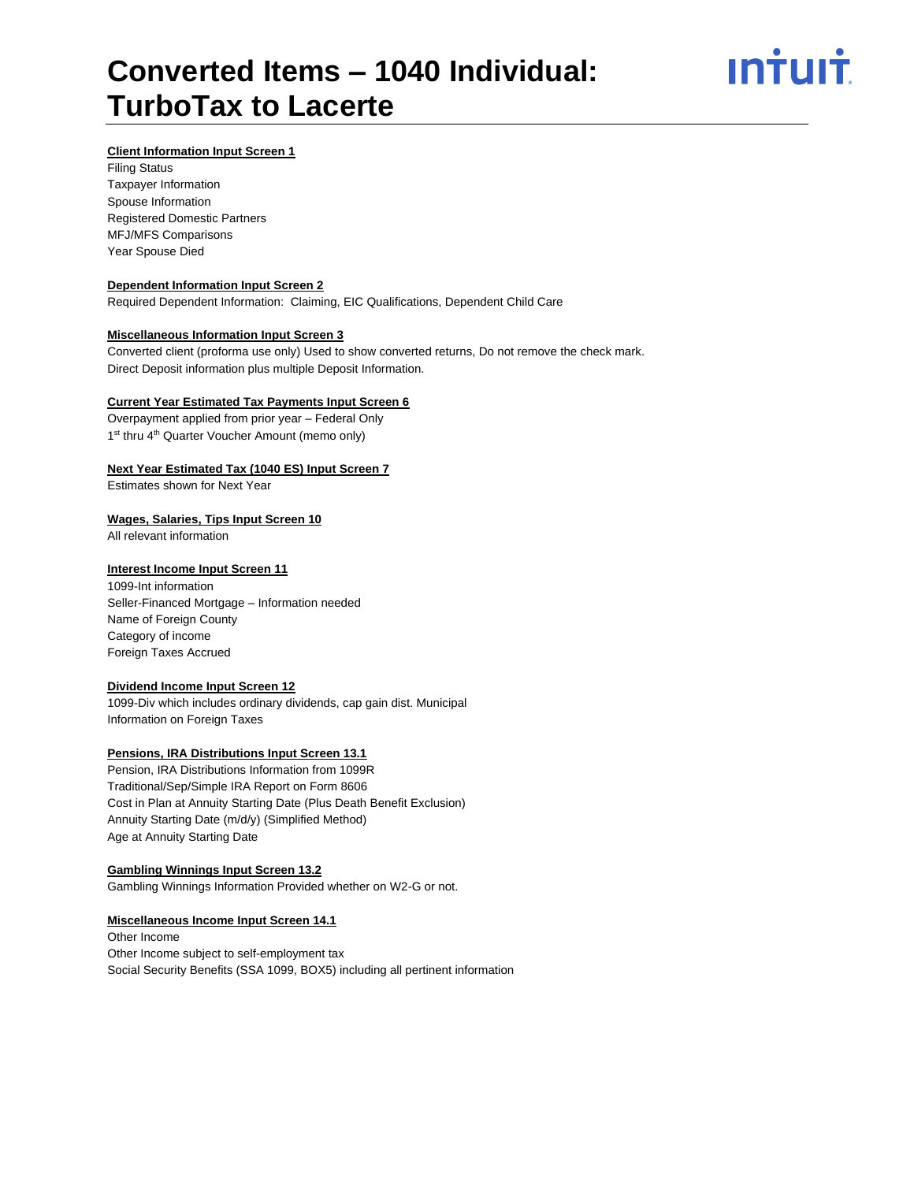# Converted Items – 1040 Individual: TurboTax to Lacerte

**Client Information Input Screen 1**

Filing Status
Taxpayer Information
Spouse Information
Registered Domestic Partners
MFJ/MFS Comparisons
Year Spouse Died

**Dependent Information Input Screen 2**

Required Dependent Information: Claiming, EIC Qualifications, Dependent Child Care

**Miscellaneous Information Input Screen 3**

Converted client (proforma use only) Used to show converted returns, Do not remove the check mark.
Direct Deposit information plus multiple Deposit Information.

**Current Year Estimated Tax Payments Input Screen 6**

Overpayment applied from prior year – Federal Only
1st thru 4th Quarter Voucher Amount (memo only)

**Next Year Estimated Tax (1040 ES) Input Screen 7**

Estimates shown for Next Year

**Wages, Salaries, Tips Input Screen 10**

All relevant information

**Interest Income Input Screen 11**

1099-Int information
Seller-Financed Mortgage – Information needed
Name of Foreign County
Category of income
Foreign Taxes Accrued

**Dividend Income Input Screen 12**

1099-Div which includes ordinary dividends, cap gain dist. Municipal
Information on Foreign Taxes

**Pensions, IRA Distributions Input Screen 13.1**

Pension, IRA Distributions Information from 1099R
Traditional/Sep/Simple IRA Report on Form 8606
Cost in Plan at Annuity Starting Date (Plus Death Benefit Exclusion)
Annuity Starting Date (m/d/y) (Simplified Method)
Age at Annuity Starting Date

**Gambling Winnings Input Screen 13.2**

Gambling Winnings Information Provided whether on W2-G or not.

**Miscellaneous Income Input Screen 14.1**

Other Income
Other Income subject to self-employment tax
Social Security Benefits (SSA 1099, BOX5) including all pertinent information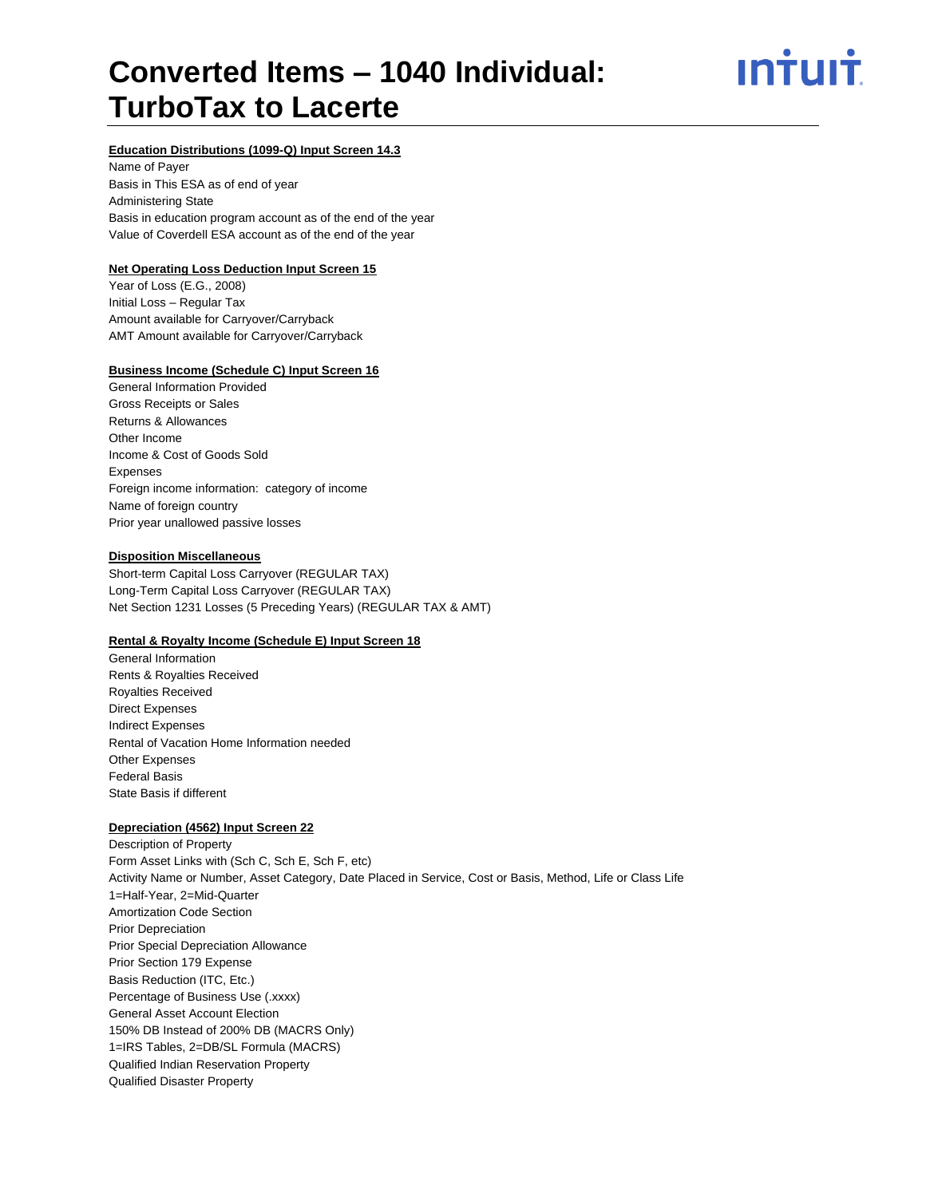# Converted Items – 1040 Individual: TurboTax to Lacerte

**Education Distributions (1099-Q) Input Screen 14.3**

Name of Payer
Basis in This ESA as of end of year
Administering State
Basis in education program account as of the end of the year
Value of Coverdell ESA account as of the end of the year

**Net Operating Loss Deduction Input Screen 15**

Year of Loss (E.G., 2008)
Initial Loss – Regular Tax
Amount available for Carryover/Carryback
AMT Amount available for Carryover/Carryback

**Business Income (Schedule C) Input Screen 16**

General Information Provided
Gross Receipts or Sales
Returns & Allowances
Other Income
Income & Cost of Goods Sold
Expenses
Foreign income information: category of income
Name of foreign country
Prior year unallowed passive losses

**Disposition Miscellaneous**

Short-term Capital Loss Carryover (REGULAR TAX)
Long-Term Capital Loss Carryover (REGULAR TAX)
Net Section 1231 Losses (5 Preceding Years) (REGULAR TAX & AMT)

**Rental & Royalty Income (Schedule E) Input Screen 18**

General Information
Rents & Royalties Received
Royalties Received
Direct Expenses
Indirect Expenses
Rental of Vacation Home Information needed
Other Expenses
Federal Basis
State Basis if different

**Depreciation (4562) Input Screen 22**

Description of Property
Form Asset Links with (Sch C, Sch E, Sch F, etc)
Activity Name or Number, Asset Category, Date Placed in Service, Cost or Basis, Method, Life or Class Life
1=Half-Year, 2=Mid-Quarter
Amortization Code Section
Prior Depreciation
Prior Special Depreciation Allowance
Prior Section 179 Expense
Basis Reduction (ITC, Etc.)
Percentage of Business Use (.xxxx)
General Asset Account Election
150% DB Instead of 200% DB (MACRS Only)
1=IRS Tables, 2=DB/SL Formula (MACRS)
Qualified Indian Reservation Property
Qualified Disaster Property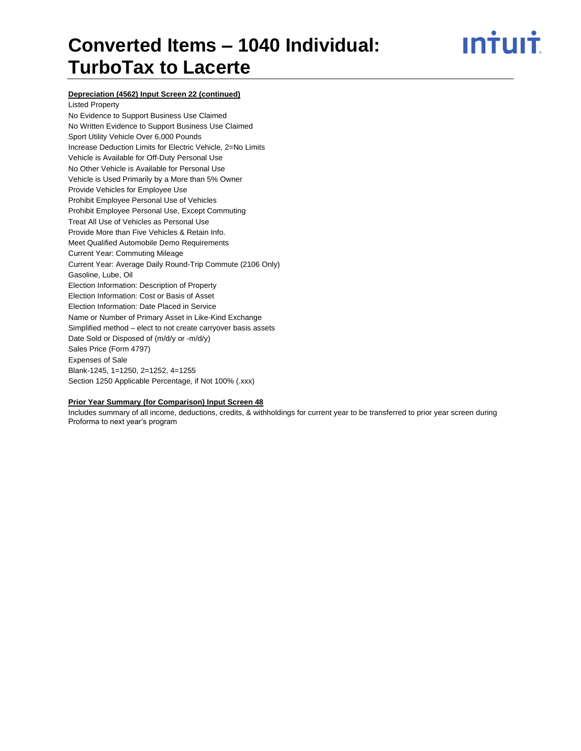**Depreciation (4562) Input Screen 22 (continued)**

Listed Property
No Evidence to Support Business Use Claimed
No Written Evidence to Support Business Use Claimed
Sport Utility Vehicle Over 6,000 Pounds
Increase Deduction Limits for Electric Vehicle, 2=No Limits
Vehicle is Available for Off-Duty Personal Use
No Other Vehicle is Available for Personal Use
Vehicle is Used Primarily by a More than 5% Owner
Provide Vehicles for Employee Use
Prohibit Employee Personal Use of Vehicles
Prohibit Employee Personal Use, Except Commuting
Treat All Use of Vehicles as Personal Use
Provide More than Five Vehicles & Retain Info.
Meet Qualified Automobile Demo Requirements
Current Year: Commuting Mileage
Current Year: Average Daily Round-Trip Commute (2106 Only)
Gasoline, Lube, Oil
Election Information: Description of Property
Election Information: Cost or Basis of Asset
Election Information: Date Placed in Service
Name or Number of Primary Asset in Like-Kind Exchange
Simplified method – elect to not create carryover basis assets
Date Sold or Disposed of (m/d/y or -m/d/y)
Sales Price (Form 4797)
Expenses of Sale
Blank-1245, 1=1250, 2=1252, 4=1255
Section 1250 Applicable Percentage, if Not 100% (.xxx)

**Prior Year Summary (for Comparison) Input Screen 48**

Includes summary of all income, deductions, credits, & withholdings for current year to be transferred to prior year screen during Proforma to next year's program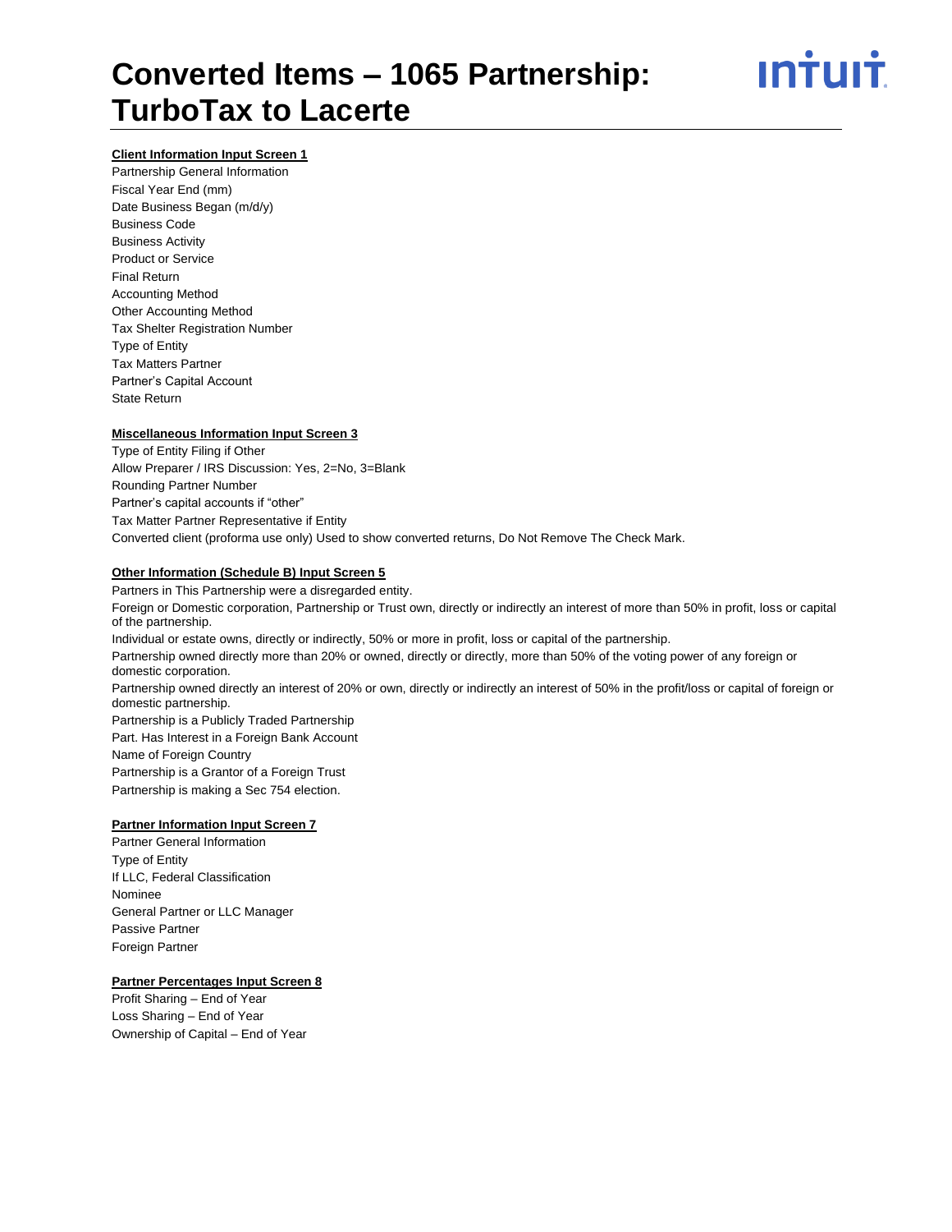# Converted Items – 1065 Partnership: TurboTax to Lacerte

**Client Information Input Screen 1**

Partnership General Information
Fiscal Year End (mm)
Date Business Began (m/d/y)
Business Code
Business Activity
Product or Service
Final Return
Accounting Method
Other Accounting Method
Tax Shelter Registration Number
Type of Entity
Tax Matters Partner
Partner's Capital Account
State Return

**Miscellaneous Information Input Screen 3**

Type of Entity Filing if Other
Allow Preparer / IRS Discussion: Yes, 2=No, 3=Blank
Rounding Partner Number
Partner's capital accounts if "other"
Tax Matter Partner Representative if Entity
Converted client (proforma use only) Used to show converted returns, Do Not Remove The Check Mark.

**Other Information (Schedule B) Input Screen 5**

Partners in This Partnership were a disregarded entity.
Foreign or Domestic corporation, Partnership or Trust own, directly or indirectly an interest of more than 50% in profit, loss or capital of the partnership.
Individual or estate owns, directly or indirectly, 50% or more in profit, loss or capital of the partnership.
Partnership owned directly more than 20% or owned, directly or directly, more than 50% of the voting power of any foreign or domestic corporation.
Partnership owned directly an interest of 20% or own, directly or indirectly an interest of 50% in the profit/loss or capital of foreign or domestic partnership.
Partnership is a Publicly Traded Partnership
Part. Has Interest in a Foreign Bank Account
Name of Foreign Country
Partnership is a Grantor of a Foreign Trust
Partnership is making a Sec 754 election.

**Partner Information Input Screen 7**

Partner General Information
Type of Entity
If LLC, Federal Classification
Nominee
General Partner or LLC Manager
Passive Partner
Foreign Partner

**Partner Percentages Input Screen 8**

Profit Sharing – End of Year
Loss Sharing – End of Year
Ownership of Capital – End of Year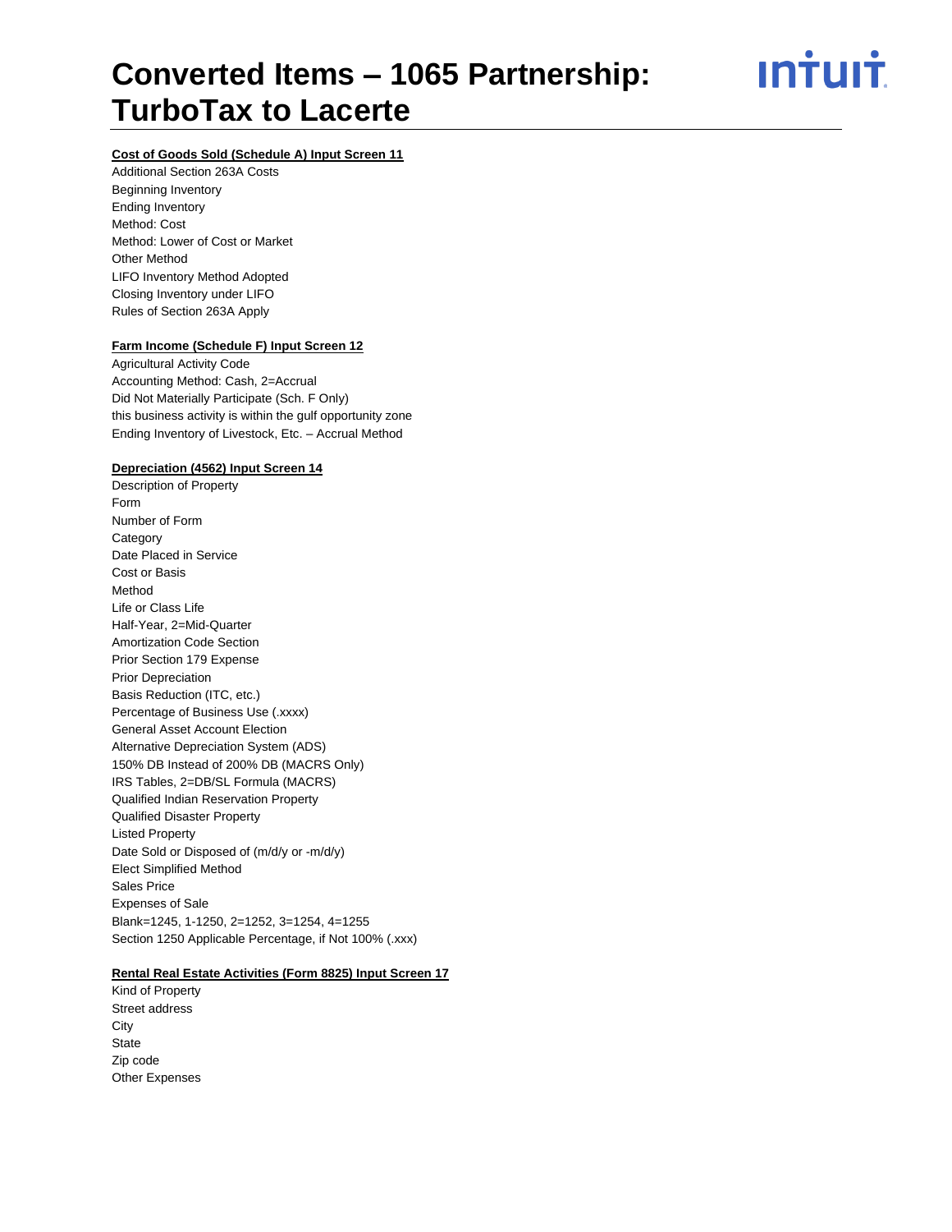# Converted Items – 1065 Partnership: TurboTax to Lacerte

**Cost of Goods Sold (Schedule A) Input Screen 11**

Additional Section 263A Costs
Beginning Inventory
Ending Inventory
Method: Cost
Method: Lower of Cost or Market
Other Method
LIFO Inventory Method Adopted
Closing Inventory under LIFO
Rules of Section 263A Apply

**Farm Income (Schedule F) Input Screen 12**

Agricultural Activity Code
Accounting Method: Cash, 2=Accrual
Did Not Materially Participate (Sch. F Only)
this business activity is within the gulf opportunity zone
Ending Inventory of Livestock, Etc. – Accrual Method

**Depreciation (4562) Input Screen 14**

Description of Property
Form
Number of Form
Category
Date Placed in Service
Cost or Basis
Method
Life or Class Life
Half-Year, 2=Mid-Quarter
Amortization Code Section
Prior Section 179 Expense
Prior Depreciation
Basis Reduction (ITC, etc.)
Percentage of Business Use (.xxxx)
General Asset Account Election
Alternative Depreciation System (ADS)
150% DB Instead of 200% DB (MACRS Only)
IRS Tables, 2=DB/SL Formula (MACRS)
Qualified Indian Reservation Property
Qualified Disaster Property
Listed Property
Date Sold or Disposed of (m/d/y or -m/d/y)
Elect Simplified Method
Sales Price
Expenses of Sale
Blank=1245, 1-1250, 2=1252, 3=1254, 4=1255
Section 1250 Applicable Percentage, if Not 100% (.xxx)

**Rental Real Estate Activities (Form 8825) Input Screen 17**

Kind of Property
Street address
City
State
Zip code
Other Expenses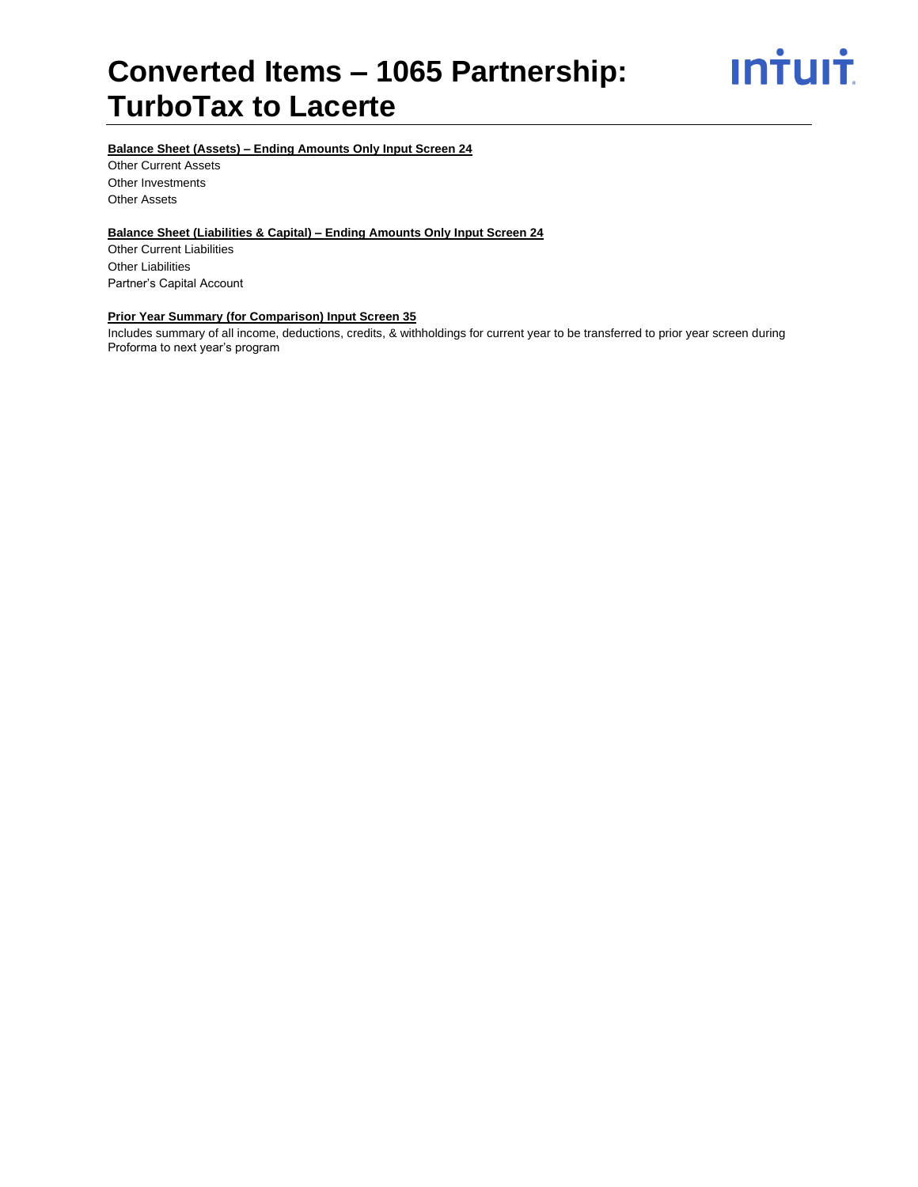# Converted Items – 1065 Partnership: TurboTax to Lacerte

**Balance Sheet (Assets) – Ending Amounts Only Input Screen 24**

Other Current Assets
Other Investments
Other Assets

**Balance Sheet (Liabilities & Capital) – Ending Amounts Only Input Screen 24**

Other Current Liabilities
Other Liabilities
Partner's Capital Account

**Prior Year Summary (for Comparison) Input Screen 35**

Includes summary of all income, deductions, credits, & withholdings for current year to be transferred to prior year screen during Proforma to next year's program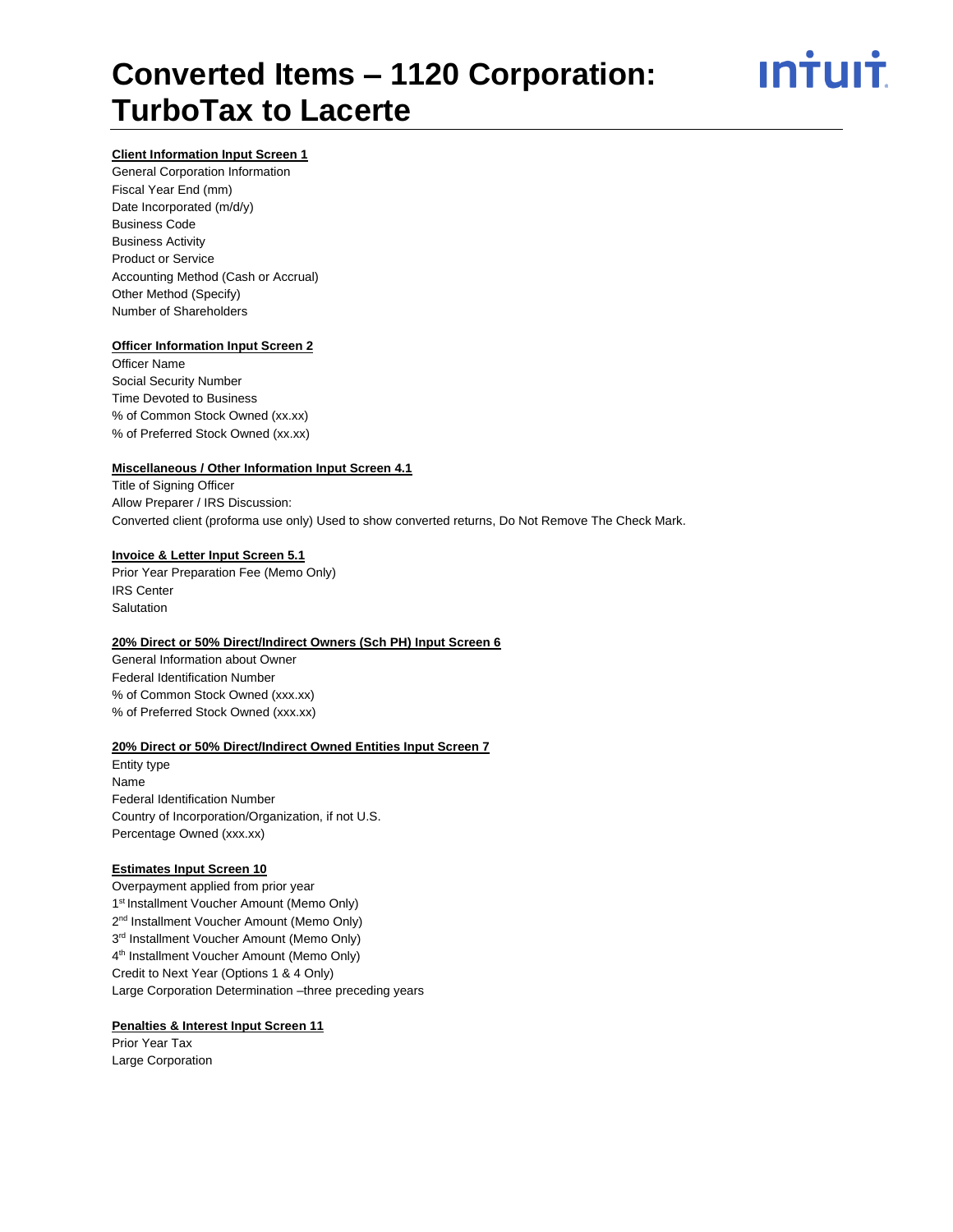# Converted Items – 1120 Corporation: TurboTax to Lacerte

**Client Information Input Screen 1**

General Corporation Information
Fiscal Year End (mm)
Date Incorporated (m/d/y)
Business Code
Business Activity
Product or Service
Accounting Method (Cash or Accrual)
Other Method (Specify)
Number of Shareholders

**Officer Information Input Screen 2**

Officer Name
Social Security Number
Time Devoted to Business
% of Common Stock Owned (xx.xx)
% of Preferred Stock Owned (xx.xx)

**Miscellaneous / Other Information Input Screen 4.1**

Title of Signing Officer
Allow Preparer / IRS Discussion:
Converted client (proforma use only) Used to show converted returns, Do Not Remove The Check Mark.

**Invoice & Letter Input Screen 5.1**

Prior Year Preparation Fee (Memo Only)
IRS Center
Salutation

**20% Direct or 50% Direct/Indirect Owners (Sch PH) Input Screen 6**

General Information about Owner
Federal Identification Number
% of Common Stock Owned (xxx.xx)
% of Preferred Stock Owned (xxx.xx)

**20% Direct or 50% Direct/Indirect Owned Entities Input Screen 7**

Entity type
Name
Federal Identification Number
Country of Incorporation/Organization, if not U.S.
Percentage Owned (xxx.xx)

**Estimates Input Screen 10**

Overpayment applied from prior year
1st Installment Voucher Amount (Memo Only)
2nd Installment Voucher Amount (Memo Only)
3rd Installment Voucher Amount (Memo Only)
4th Installment Voucher Amount (Memo Only)
Credit to Next Year (Options 1 & 4 Only)
Large Corporation Determination –three preceding years

**Penalties & Interest Input Screen 11**

Prior Year Tax
Large Corporation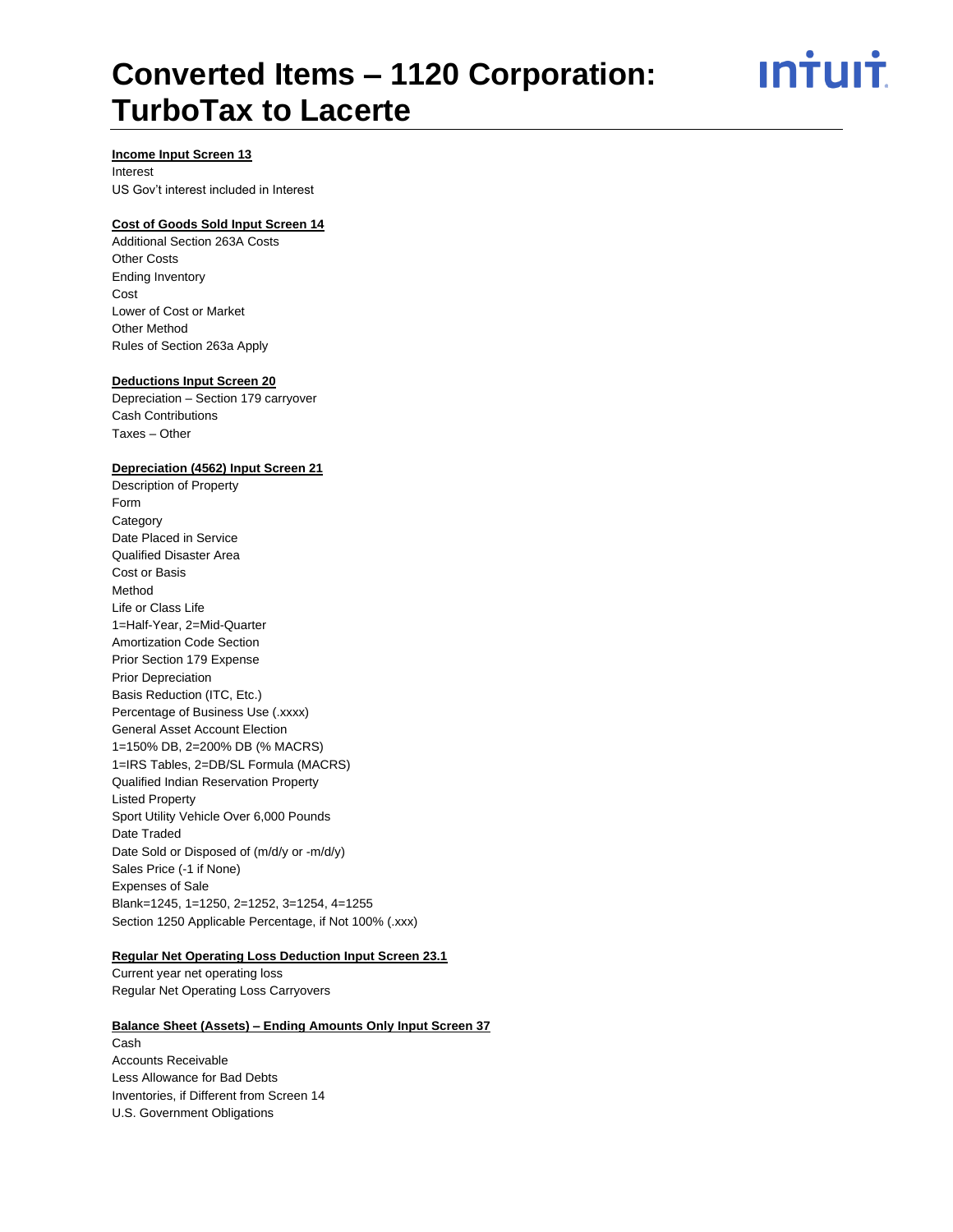# Converted Items – 1120 Corporation: TurboTax to Lacerte

**Income Input Screen 13**

Interest
US Gov't interest included in Interest

**Cost of Goods Sold Input Screen 14**

Additional Section 263A Costs
Other Costs
Ending Inventory
Cost
Lower of Cost or Market
Other Method
Rules of Section 263a Apply

**Deductions Input Screen 20**

Depreciation – Section 179 carryover
Cash Contributions
Taxes – Other

**Depreciation (4562) Input Screen 21**

Description of Property
Form
Category
Date Placed in Service
Qualified Disaster Area
Cost or Basis
Method
Life or Class Life
1=Half-Year, 2=Mid-Quarter
Amortization Code Section
Prior Section 179 Expense
Prior Depreciation
Basis Reduction (ITC, Etc.)
Percentage of Business Use (.xxxx)
General Asset Account Election
1=150% DB, 2=200% DB (% MACRS)
1=IRS Tables, 2=DB/SL Formula (MACRS)
Qualified Indian Reservation Property
Listed Property
Sport Utility Vehicle Over 6,000 Pounds
Date Traded
Date Sold or Disposed of (m/d/y or -m/d/y)
Sales Price (-1 if None)
Expenses of Sale
Blank=1245, 1=1250, 2=1252, 3=1254, 4=1255
Section 1250 Applicable Percentage, if Not 100% (.xxx)

**Regular Net Operating Loss Deduction Input Screen 23.1**

Current year net operating loss
Regular Net Operating Loss Carryovers

**Balance Sheet (Assets) – Ending Amounts Only Input Screen 37**

Cash
Accounts Receivable
Less Allowance for Bad Debts
Inventories, if Different from Screen 14
U.S. Government Obligations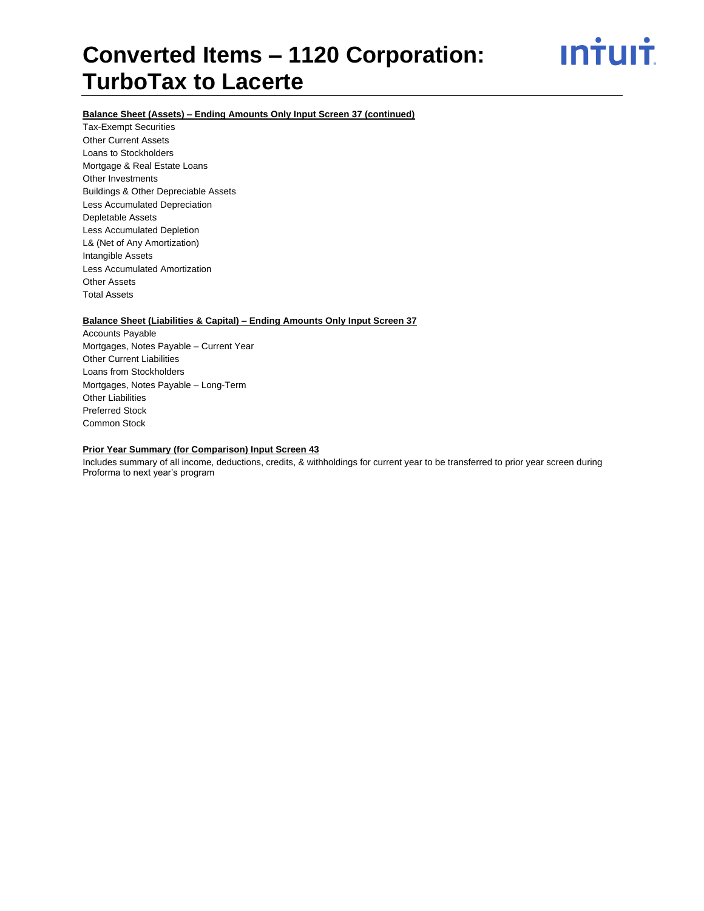**Balance Sheet (Assets) – Ending Amounts Only Input Screen 37 (continued)**

Tax-Exempt Securities
Other Current Assets
Loans to Stockholders
Mortgage & Real Estate Loans
Other Investments
Buildings & Other Depreciable Assets
Less Accumulated Depreciation
Depletable Assets
Less Accumulated Depletion
L& (Net of Any Amortization)
Intangible Assets
Less Accumulated Amortization
Other Assets
Total Assets

**Balance Sheet (Liabilities & Capital) – Ending Amounts Only Input Screen 37**

Accounts Payable
Mortgages, Notes Payable – Current Year
Other Current Liabilities
Loans from Stockholders
Mortgages, Notes Payable – Long-Term
Other Liabilities
Preferred Stock
Common Stock

**Prior Year Summary (for Comparison) Input Screen 43**

Includes summary of all income, deductions, credits, & withholdings for current year to be transferred to prior year screen during Proforma to next year's program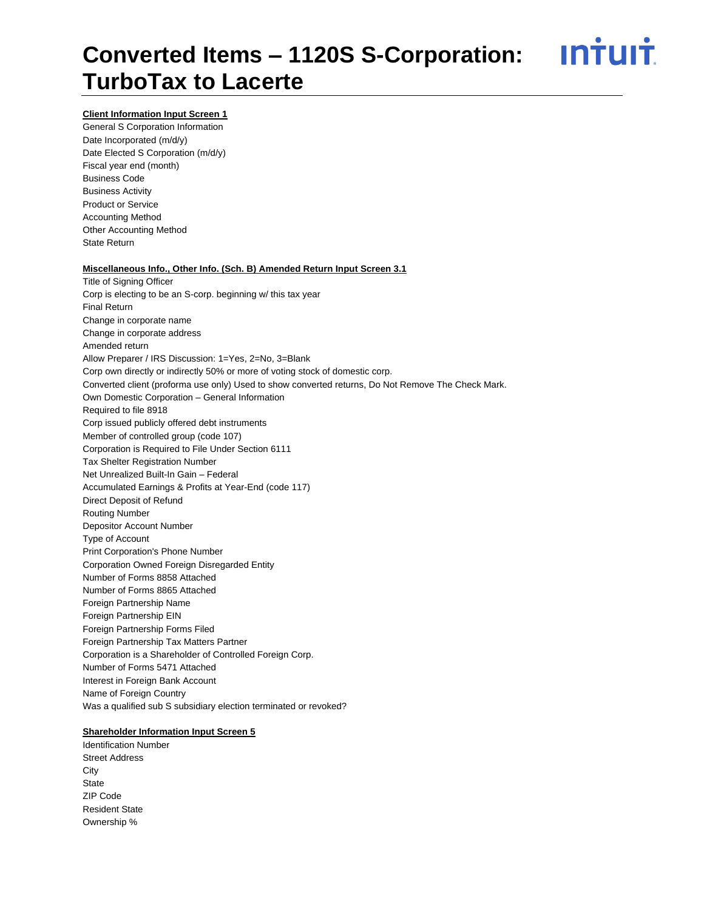# Converted Items – 1120S S-Corporation: TurboTax to Lacerte

**Client Information Input Screen 1**

General S Corporation Information
Date Incorporated (m/d/y)
Date Elected S Corporation (m/d/y)
Fiscal year end (month)
Business Code
Business Activity
Product or Service
Accounting Method
Other Accounting Method
State Return

**Miscellaneous Info., Other Info. (Sch. B) Amended Return Input Screen 3.1**

Title of Signing Officer
Corp is electing to be an S-corp. beginning w/ this tax year
Final Return
Change in corporate name
Change in corporate address
Amended return
Allow Preparer / IRS Discussion: 1=Yes, 2=No, 3=Blank
Corp own directly or indirectly 50% or more of voting stock of domestic corp.
Converted client (proforma use only) Used to show converted returns, Do Not Remove The Check Mark.
Own Domestic Corporation – General Information
Required to file 8918
Corp issued publicly offered debt instruments
Member of controlled group (code 107)
Corporation is Required to File Under Section 6111
Tax Shelter Registration Number
Net Unrealized Built-In Gain – Federal
Accumulated Earnings & Profits at Year-End (code 117)
Direct Deposit of Refund
Routing Number
Depositor Account Number
Type of Account
Print Corporation's Phone Number
Corporation Owned Foreign Disregarded Entity
Number of Forms 8858 Attached
Number of Forms 8865 Attached
Foreign Partnership Name
Foreign Partnership EIN
Foreign Partnership Forms Filed
Foreign Partnership Tax Matters Partner
Corporation is a Shareholder of Controlled Foreign Corp.
Number of Forms 5471 Attached
Interest in Foreign Bank Account
Name of Foreign Country
Was a qualified sub S subsidiary election terminated or revoked?

**Shareholder Information Input Screen 5**

Identification Number
Street Address
City
State
ZIP Code
Resident State
Ownership %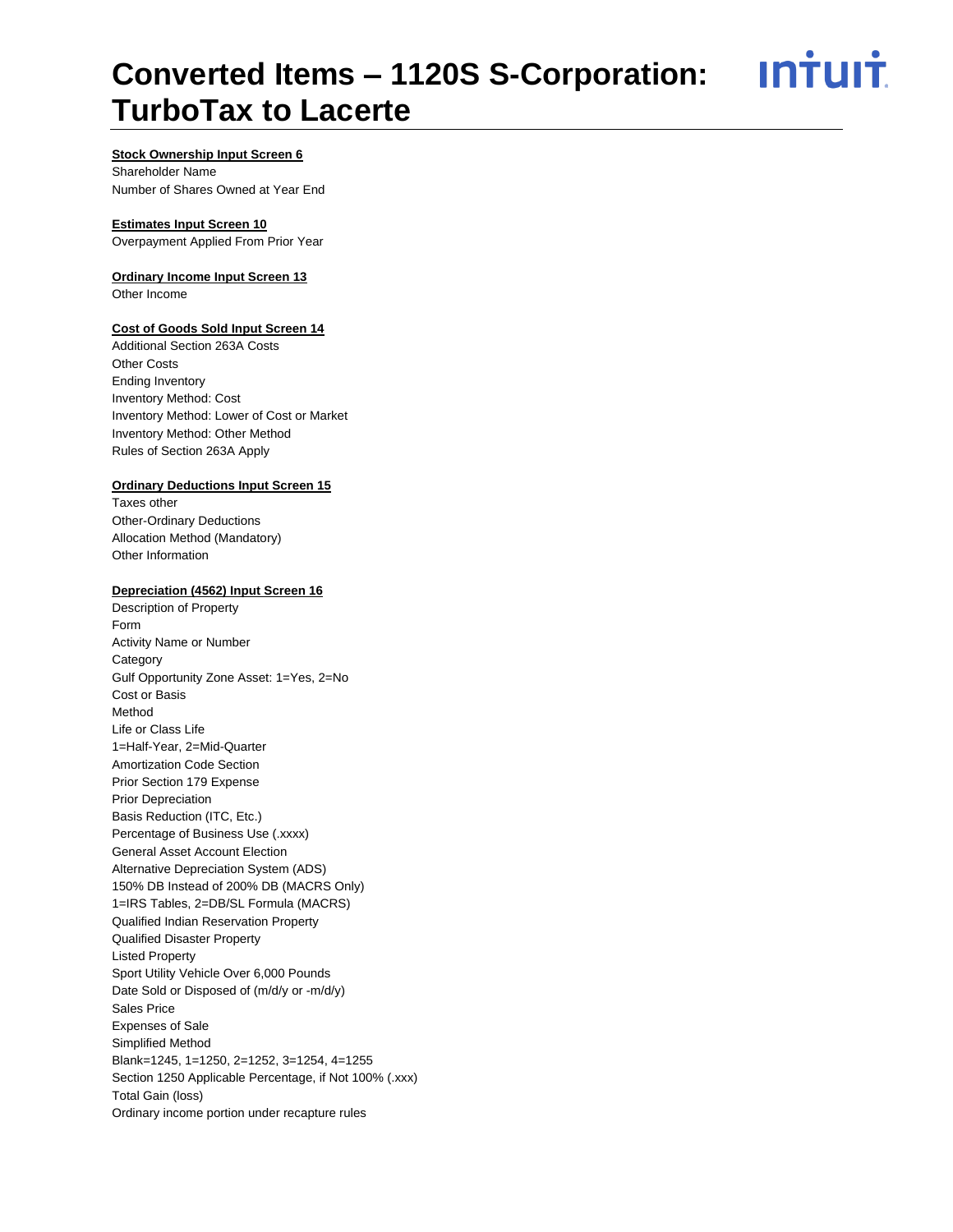# Converted Items – 1120S S-Corporation: TurboTax to Lacerte

**Stock Ownership Input Screen 6**

Shareholder Name
Number of Shares Owned at Year End

**Estimates Input Screen 10**

Overpayment Applied From Prior Year

**Ordinary Income Input Screen 13**

Other Income

**Cost of Goods Sold Input Screen 14**

Additional Section 263A Costs
Other Costs
Ending Inventory
Inventory Method: Cost
Inventory Method: Lower of Cost or Market
Inventory Method: Other Method
Rules of Section 263A Apply

**Ordinary Deductions Input Screen 15**

Taxes other
Other-Ordinary Deductions
Allocation Method (Mandatory)
Other Information

**Depreciation (4562) Input Screen 16**

Description of Property
Form
Activity Name or Number
Category
Gulf Opportunity Zone Asset: 1=Yes, 2=No
Cost or Basis
Method
Life or Class Life
1=Half-Year, 2=Mid-Quarter
Amortization Code Section
Prior Section 179 Expense
Prior Depreciation
Basis Reduction (ITC, Etc.)
Percentage of Business Use (.xxxx)
General Asset Account Election
Alternative Depreciation System (ADS)
150% DB Instead of 200% DB (MACRS Only)
1=IRS Tables, 2=DB/SL Formula (MACRS)
Qualified Indian Reservation Property
Qualified Disaster Property
Listed Property
Sport Utility Vehicle Over 6,000 Pounds
Date Sold or Disposed of (m/d/y or -m/d/y)
Sales Price
Expenses of Sale
Simplified Method
Blank=1245, 1=1250, 2=1252, 3=1254, 4=1255
Section 1250 Applicable Percentage, if Not 100% (.xxx)
Total Gain (loss)
Ordinary income portion under recapture rules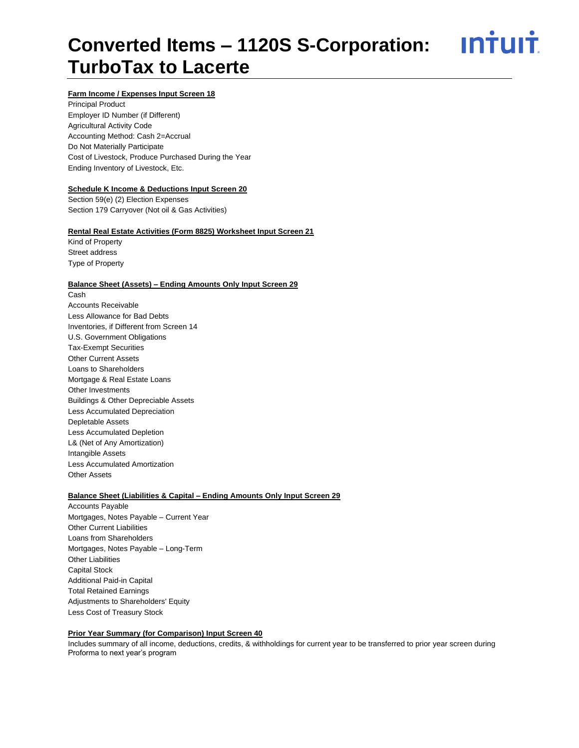# Converted Items – 1120S S-Corporation: TurboTax to Lacerte

**Farm Income / Expenses Input Screen 18**

Principal Product
Employer ID Number (if Different)
Agricultural Activity Code
Accounting Method: Cash 2=Accrual
Do Not Materially Participate
Cost of Livestock, Produce Purchased During the Year
Ending Inventory of Livestock, Etc.

**Schedule K Income & Deductions Input Screen 20**

Section 59(e) (2) Election Expenses
Section 179 Carryover (Not oil & Gas Activities)

**Rental Real Estate Activities (Form 8825) Worksheet Input Screen 21**

Kind of Property
Street address
Type of Property

**Balance Sheet (Assets) – Ending Amounts Only Input Screen 29**

Cash
Accounts Receivable
Less Allowance for Bad Debts
Inventories, if Different from Screen 14
U.S. Government Obligations
Tax-Exempt Securities
Other Current Assets
Loans to Shareholders
Mortgage & Real Estate Loans
Other Investments
Buildings & Other Depreciable Assets
Less Accumulated Depreciation
Depletable Assets
Less Accumulated Depletion
L& (Net of Any Amortization)
Intangible Assets
Less Accumulated Amortization
Other Assets

**Balance Sheet (Liabilities & Capital – Ending Amounts Only Input Screen 29**

Accounts Payable
Mortgages, Notes Payable – Current Year
Other Current Liabilities
Loans from Shareholders
Mortgages, Notes Payable – Long-Term
Other Liabilities
Capital Stock
Additional Paid-in Capital
Total Retained Earnings
Adjustments to Shareholders' Equity
Less Cost of Treasury Stock

**Prior Year Summary (for Comparison) Input Screen 40**

Includes summary of all income, deductions, credits, & withholdings for current year to be transferred to prior year screen during Proforma to next year's program